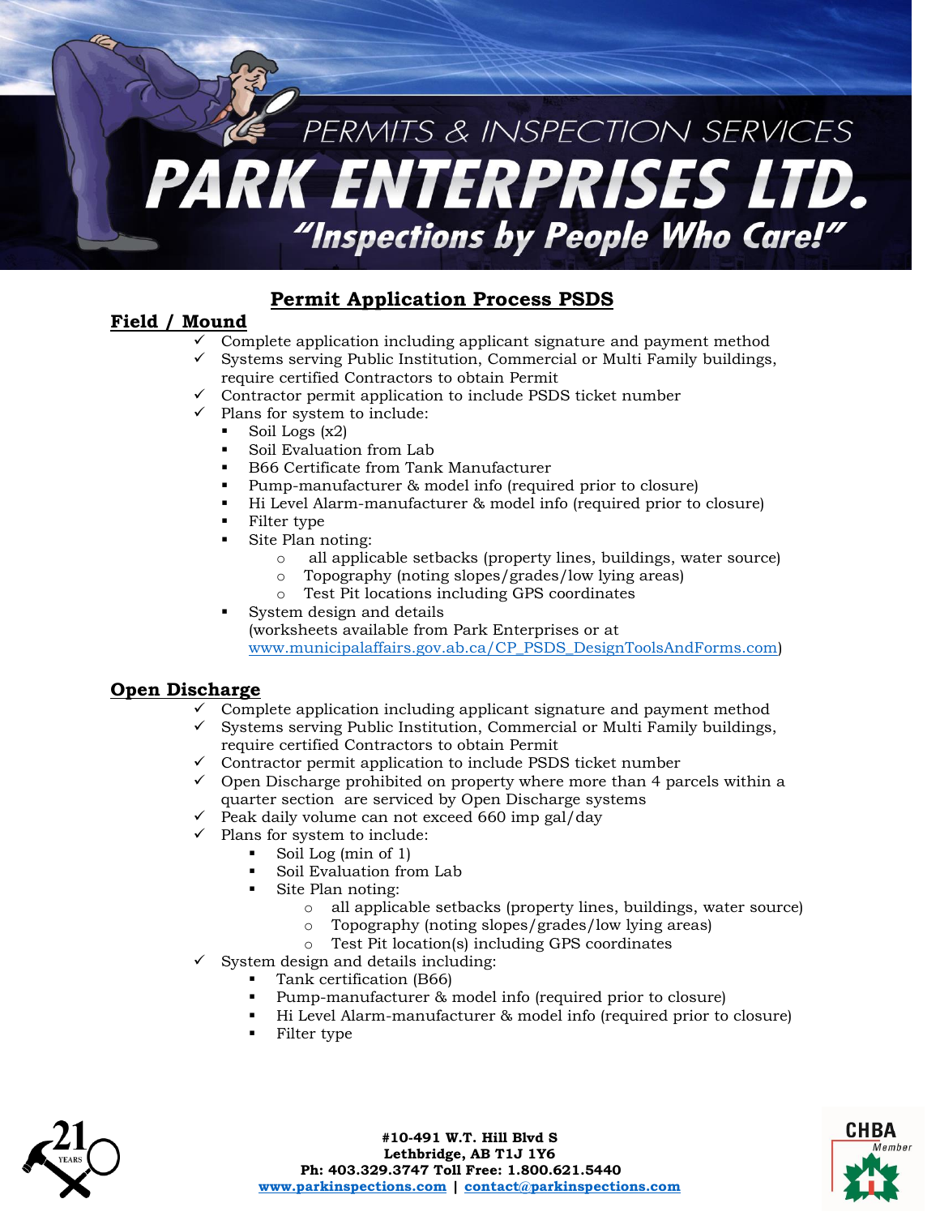# PERMITS & INSPECTION SERVICES

# PARK ENTERPRISES LTD.

*"Inspections by People Who Care!"*

## Permit Application Process PSDS

### Field / Mound

- ✓ Complete application including applicant signature and payment method
- ✓ Systems serving Public Institution, Commercial or Multi Family buildings, require certified Contractors to obtain Permit
- ✓ Contractor permit application to include PSDS ticket number
- ✓ Plans for system to include:
  - Soil Logs (x2)
  - Soil Evaluation from Lab
  - B66 Certificate from Tank Manufacturer
  - Pump-manufacturer & model info (required prior to closure)
  - Hi Level Alarm-manufacturer & model info (required prior to closure)
  - Filter type
  - Site Plan noting:
    - all applicable setbacks (property lines, buildings, water source)
    - Topography (noting slopes/grades/low lying areas)
    - Test Pit locations including GPS coordinates
  - System design and details
    (worksheets available from Park Enterprises or at www.municipalaffairs.gov.ab.ca/CP_PSDS_DesignToolsAndForms.com)

### Open Discharge

- ✓ Complete application including applicant signature and payment method
- ✓ Systems serving Public Institution, Commercial or Multi Family buildings, require certified Contractors to obtain Permit
- ✓ Contractor permit application to include PSDS ticket number
- ✓ Open Discharge prohibited on property where more than 4 parcels within a quarter section are serviced by Open Discharge systems
- ✓ Peak daily volume can not exceed 660 imp gal/day
- ✓ Plans for system to include:
  - Soil Log (min of 1)
  - Soil Evaluation from Lab
  - Site Plan noting:
    - all applicable setbacks (property lines, buildings, water source)
    - Topography (noting slopes/grades/low lying areas)
    - Test Pit location(s) including GPS coordinates
- ✓ System design and details including:
  - Tank certification (B66)
  - Pump-manufacturer & model info (required prior to closure)
  - Hi Level Alarm-manufacturer & model info (required prior to closure)
  - Filter type

**#10-491 W.T. Hill Blvd S**
**Lethbridge, AB T1J 1Y6**
**Ph: 403.329.3747 Toll Free: 1.800.621.5440**
**www.parkinspections.com | contact@parkinspections.com**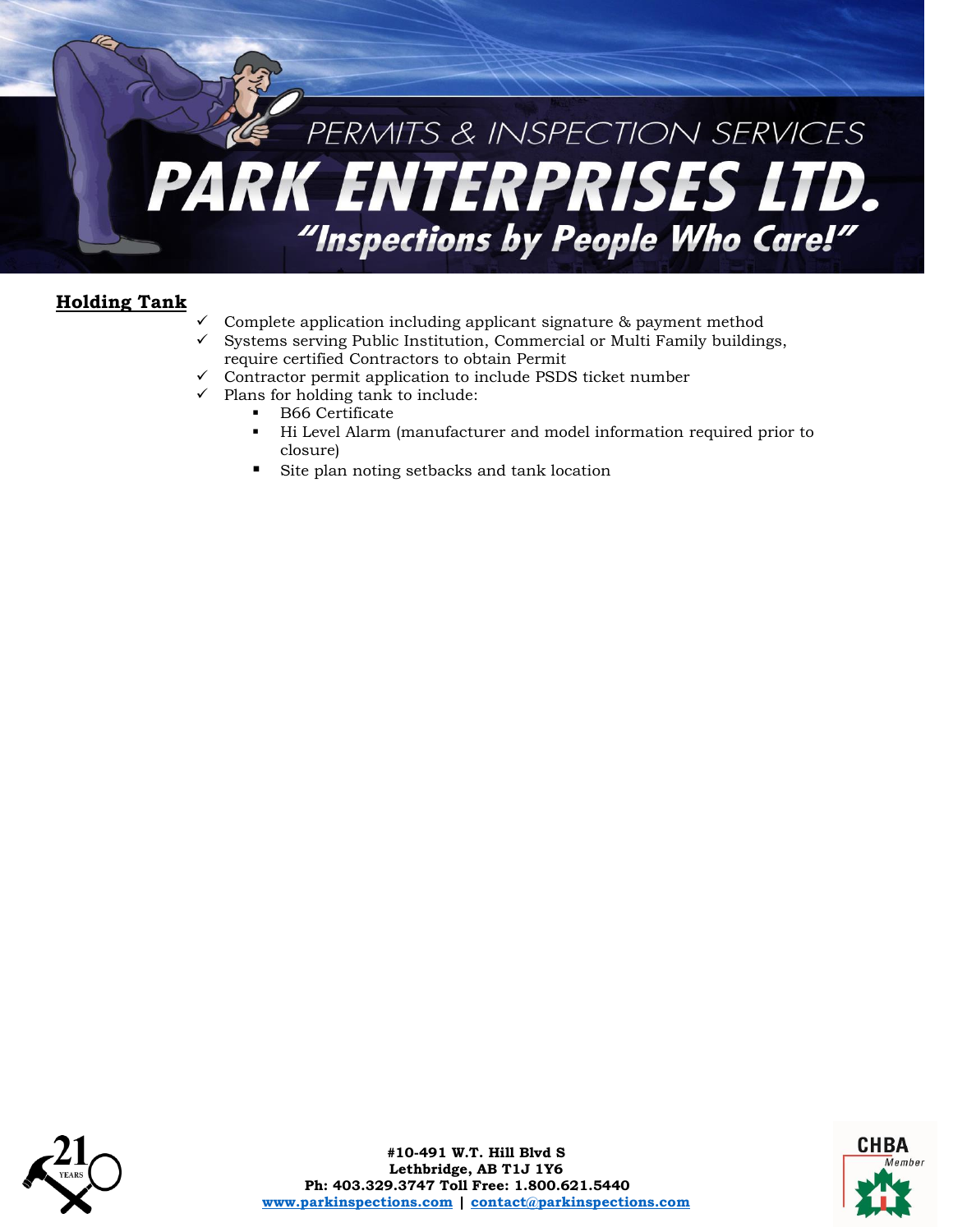**Holding Tank**

- Complete application including applicant signature & payment method
- Systems serving Public Institution, Commercial or Multi Family buildings, require certified Contractors to obtain Permit
- Contractor permit application to include PSDS ticket number
- Plans for holding tank to include:
  - B66 Certificate
  - Hi Level Alarm (manufacturer and model information required prior to closure)
  - Site plan noting setbacks and tank location